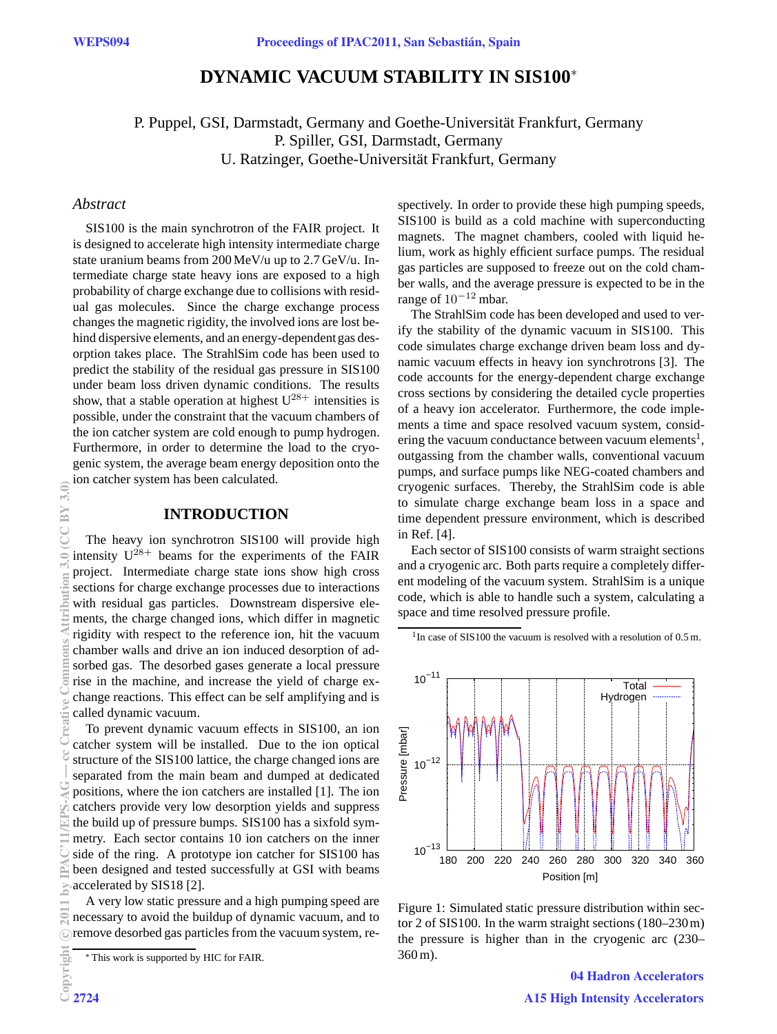# DYNAMIC VACUUM STABILITY IN SIS100*

P. Puppel, GSI, Darmstadt, Germany and Goethe-Universität Frankfurt, Germany
P. Spiller, GSI, Darmstadt, Germany
U. Ratzinger, Goethe-Universität Frankfurt, Germany

## *Abstract*

SIS100 is the main synchrotron of the FAIR project. It is designed to accelerate high intensity intermediate charge state uranium beams from 200 MeV/u up to 2.7 GeV/u. Intermediate charge state heavy ions are exposed to a high probability of charge exchange due to collisions with residual gas molecules. Since the charge exchange process changes the magnetic rigidity, the involved ions are lost behind dispersive elements, and an energy-dependent gas desorption takes place. The StrahlSim code has been used to predict the stability of the residual gas pressure in SIS100 under beam loss driven dynamic conditions. The results show, that a stable operation at highest $U^{28+}$ intensities is possible, under the constraint that the vacuum chambers of the ion catcher system are cold enough to pump hydrogen. Furthermore, in order to determine the load to the cryogenic system, the average beam energy deposition onto the ion catcher system has been calculated.

## INTRODUCTION

The heavy ion synchrotron SIS100 will provide high intensity $U^{28+}$ beams for the experiments of the FAIR project. Intermediate charge state ions show high cross sections for charge exchange processes due to interactions with residual gas particles. Downstream dispersive elements, the charge changed ions, which differ in magnetic rigidity with respect to the reference ion, hit the vacuum chamber walls and drive an ion induced desorption of adsorbed gas. The desorbed gases generate a local pressure rise in the machine, and increase the yield of charge exchange reactions. This effect can be self amplifying and is called dynamic vacuum.

To prevent dynamic vacuum effects in SIS100, an ion catcher system will be installed. Due to the ion optical structure of the SIS100 lattice, the charge changed ions are separated from the main beam and dumped at dedicated positions, where the ion catchers are installed [1]. The ion catchers provide very low desorption yields and suppress the build up of pressure bumps. SIS100 has a sixfold symmetry. Each sector contains 10 ion catchers on the inner side of the ring. A prototype ion catcher for SIS100 has been designed and tested successfully at GSI with beams accelerated by SIS18 [2].

A very low static pressure and a high pumping speed are necessary to avoid the buildup of dynamic vacuum, and to remove desorbed gas particles from the vacuum system, respectively. In order to provide these high pumping speeds, SIS100 is build as a cold machine with superconducting magnets. The magnet chambers, cooled with liquid helium, work as highly efficient surface pumps. The residual gas particles are supposed to freeze out on the cold chamber walls, and the average pressure is expected to be in the range of $10^{-12}$ mbar.

The StrahlSim code has been developed and used to verify the stability of the dynamic vacuum in SIS100. This code simulates charge exchange driven beam loss and dynamic vacuum effects in heavy ion synchrotrons [3]. The code accounts for the energy-dependent charge exchange cross sections by considering the detailed cycle properties of a heavy ion accelerator. Furthermore, the code implements a time and space resolved vacuum system, considering the vacuum conductance between vacuum elements[1], outgassing from the chamber walls, conventional vacuum pumps, and surface pumps like NEG-coated chambers and cryogenic surfaces. Thereby, the StrahlSim code is able to simulate charge exchange beam loss in a space and time dependent pressure environment, which is described in Ref. [4].

Each sector of SIS100 consists of warm straight sections and a cryogenic arc. Both parts require a completely different modeling of the vacuum system. StrahlSim is a unique code, which is able to handle such a system, calculating a space and time resolved pressure profile.

[1] In case of SIS100 the vacuum is resolved with a resolution of 0.5 m.

Figure 1: Simulated static pressure distribution within sector 2 of SIS100. In the warm straight sections (180–230 m) the pressure is higher than in the cryogenic arc (230–360 m).

* This work is supported by HIC for FAIR.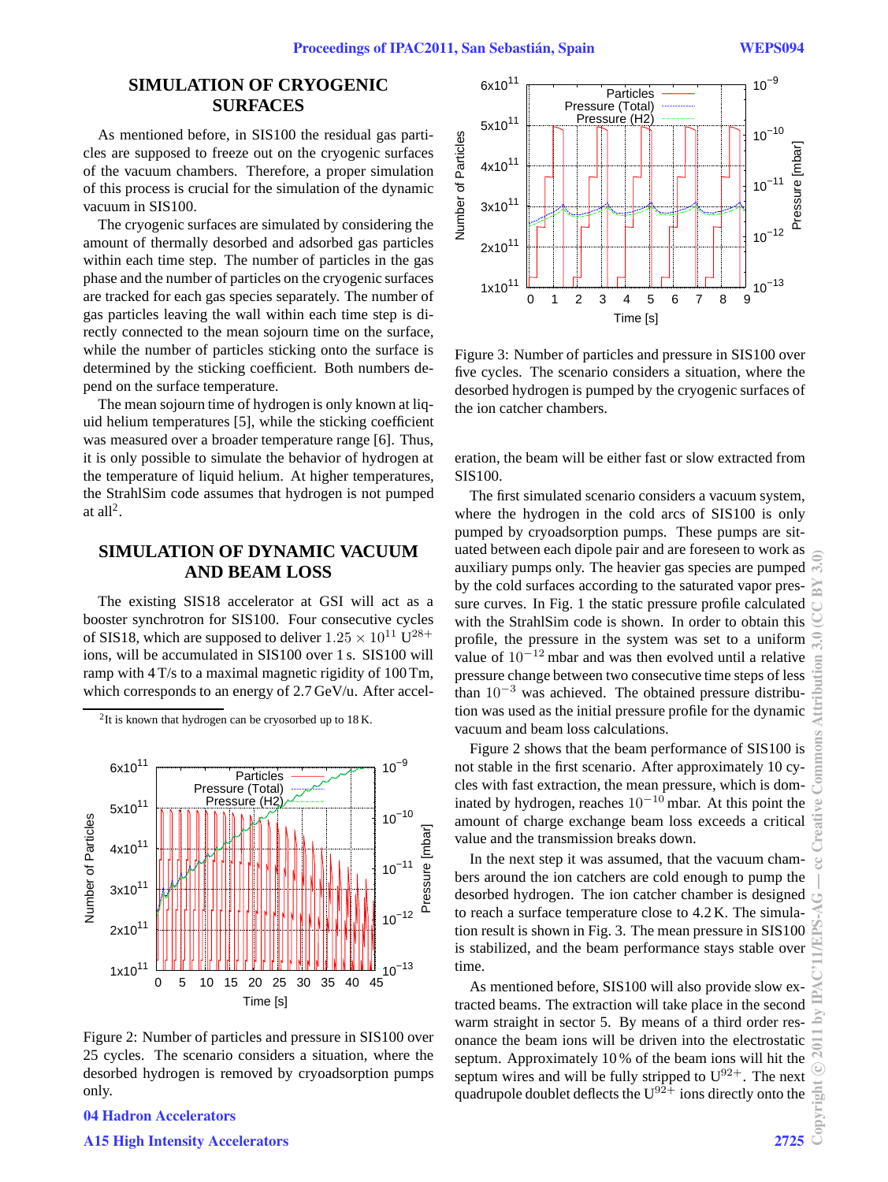## SIMULATION OF CRYOGENIC SURFACES

As mentioned before, in SIS100 the residual gas particles are supposed to freeze out on the cryogenic surfaces of the vacuum chambers. Therefore, a proper simulation of this process is crucial for the simulation of the dynamic vacuum in SIS100.

The cryogenic surfaces are simulated by considering the amount of thermally desorbed and adsorbed gas particles within each time step. The number of particles in the gas phase and the number of particles on the cryogenic surfaces are tracked for each gas species separately. The number of gas particles leaving the wall within each time step is directly connected to the mean sojourn time on the surface, while the number of particles sticking onto the surface is determined by the sticking coefficient. Both numbers depend on the surface temperature.

The mean sojourn time of hydrogen is only known at liquid helium temperatures [5], while the sticking coefficient was measured over a broader temperature range [6]. Thus, it is only possible to simulate the behavior of hydrogen at the temperature of liquid helium. At higher temperatures, the StrahlSim code assumes that hydrogen is not pumped at all[2].

[2] It is known that hydrogen can be cryosorbed up to 18 K.

## SIMULATION OF DYNAMIC VACUUM AND BEAM LOSS

The existing SIS18 accelerator at GSI will act as a booster synchrotron for SIS100. Four consecutive cycles of SIS18, which are supposed to deliver $1.25 \times 10^{11}$ $U^{28+}$ ions, will be accumulated in SIS100 over 1 s. SIS100 will ramp with 4 T/s to a maximal magnetic rigidity of 100 Tm, which corresponds to an energy of 2.7 GeV/u. After acceleration, the beam will be either fast or slow extracted from SIS100.

Figure 2: Number of particles and pressure in SIS100 over 25 cycles. The scenario considers a situation, where the desorbed hydrogen is removed by cryoadsorption pumps only.

Figure 3: Number of particles and pressure in SIS100 over five cycles. The scenario considers a situation, where the desorbed hydrogen is pumped by the cryogenic surfaces of the ion catcher chambers.

The first simulated scenario considers a vacuum system, where the hydrogen in the cold arcs of SIS100 is only pumped by cryoadsorption pumps. These pumps are situated between each dipole pair and are foreseen to work as auxiliary pumps only. The heavier gas species are pumped by the cold surfaces according to the saturated vapor pressure curves. In Fig. 1 the static pressure profile calculated with the StrahlSim code is shown. In order to obtain this profile, the pressure in the system was set to a uniform value of $10^{-12}$ mbar and was then evolved until a relative pressure change between two consecutive time steps of less than $10^{-3}$ was achieved. The obtained pressure distribution was used as the initial pressure profile for the dynamic vacuum and beam loss calculations.

Figure 2 shows that the beam performance of SIS100 is not stable in the first scenario. After approximately 10 cycles with fast extraction, the mean pressure, which is dominated by hydrogen, reaches $10^{-10}$ mbar. At this point the amount of charge exchange beam loss exceeds a critical value and the transmission breaks down.

In the next step it was assumed, that the vacuum chambers around the ion catchers are cold enough to pump the desorbed hydrogen. The ion catcher chamber is designed to reach a surface temperature close to 4.2 K. The simulation result is shown in Fig. 3. The mean pressure in SIS100 is stabilized, and the beam performance stays stable over time.

As mentioned before, SIS100 will also provide slow extracted beams. The extraction will take place in the second warm straight in sector 5. By means of a third order resonance the beam ions will be driven into the electrostatic septum. Approximately 10 % of the beam ions will hit the septum wires and will be fully stripped to $U^{92+}$. The next quadrupole doublet deflects the $U^{92+}$ ions directly onto the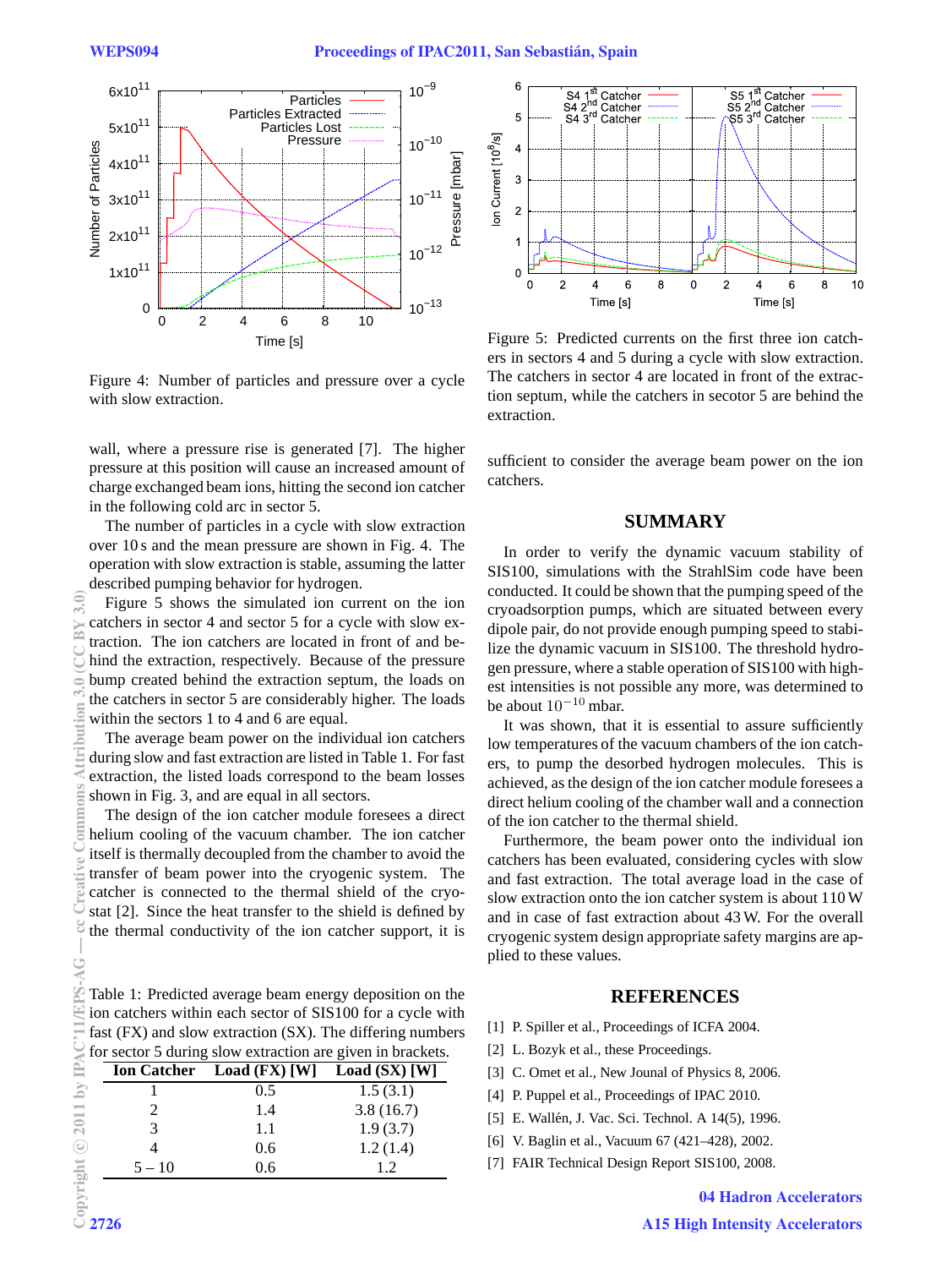6x10$^{11}$
5x10$^{11}$
4x10$^{11}$
3x10$^{11}$
2x10$^{11}$
1x10$^{11}$
0
Number of Particles
0 2 4 6 8 10
Time [s]
Particles
Particles Extracted
Particles Lost
Pressure
10$^{-9}$
10$^{-10}$
10$^{-11}$
10$^{-12}$
10$^{-13}$
Pressure [mbar]

Figure 4: Number of particles and pressure over a cycle with slow extraction.

6
5
4
3
2
1
0
Ion Current [10$^{8}$/s]
0 2 4 6 8 0 2 4 6 8 10
Time [s]
Time [s]
S4 1$^{st}$ Catcher
S4 2$^{nd}$ Catcher
S4 3$^{rd}$ Catcher
S5 1$^{st}$ Catcher
S5 2$^{nd}$ Catcher
S5 3$^{rd}$ Catcher

Figure 5: Predicted currents on the first three ion catchers in sectors 4 and 5 during a cycle with slow extraction. The catchers in sector 4 are located in front of the extraction septum, while the catchers in secotor 5 are behind the extraction.

wall, where a pressure rise is generated [7]. The higher pressure at this position will cause an increased amount of charge exchanged beam ions, hitting the second ion catcher in the following cold arc in sector 5.

The number of particles in a cycle with slow extraction over 10 s and the mean pressure are shown in Fig. 4. The operation with slow extraction is stable, assuming the latter described pumping behavior for hydrogen.

Figure 5 shows the simulated ion current on the ion catchers in sector 4 and sector 5 for a cycle with slow extraction. The ion catchers are located in front of and behind the extraction, respectively. Because of the pressure bump created behind the extraction septum, the loads on the catchers in sector 5 are considerably higher. The loads within the sectors 1 to 4 and 6 are equal.

The average beam power on the individual ion catchers during slow and fast extraction are listed in Table 1. For fast extraction, the listed loads correspond to the beam losses shown in Fig. 3, and are equal in all sectors.

The design of the ion catcher module foresees a direct helium cooling of the vacuum chamber. The ion catcher itself is thermally decoupled from the chamber to avoid the transfer of beam power into the cryogenic system. The catcher is connected to the thermal shield of the cryostat [2]. Since the heat transfer to the shield is defined by the thermal conductivity of the ion catcher support, it is sufficient to consider the average beam power on the ion catchers.

Table 1: Predicted average beam energy deposition on the ion catchers within each sector of SIS100 for a cycle with fast (FX) and slow extraction (SX). The differing numbers for sector 5 during slow extraction are given in brackets.

| Ion Catcher | Load (FX) [W] | Load (SX) [W] |
|---|---|---|
| 1 | 0.5 | 1.5 (3.1) |
| 2 | 1.4 | 3.8 (16.7) |
| 3 | 1.1 | 1.9 (3.7) |
| 4 | 0.6 | 1.2 (1.4) |
| 5 – 10 | 0.6 | 1.2 |

## SUMMARY

In order to verify the dynamic vacuum stability of SIS100, simulations with the StrahlSim code have been conducted. It could be shown that the pumping speed of the cryoadsorption pumps, which are situated between every dipole pair, do not provide enough pumping speed to stabilize the dynamic vacuum in SIS100. The threshold hydrogen pressure, where a stable operation of SIS100 with highest intensities is not possible any more, was determined to be about $10^{-10}$ mbar.

It was shown, that it is essential to assure sufficiently low temperatures of the vacuum chambers of the ion catchers, to pump the desorbed hydrogen molecules. This is achieved, as the design of the ion catcher module foresees a direct helium cooling of the chamber wall and a connection of the ion catcher to the thermal shield.

Furthermore, the beam power onto the individual ion catchers has been evaluated, considering cycles with slow and fast extraction. The total average load in the case of slow extraction onto the ion catcher system is about 110 W and in case of fast extraction about 43 W. For the overall cryogenic system design appropriate safety margins are applied to these values.

## REFERENCES

[1] P. Spiller et al., Proceedings of ICFA 2004.

[2] L. Bozyk et al., these Proceedings.

[3] C. Omet et al., New Jounal of Physics 8, 2006.

[4] P. Puppel et al., Proceedings of IPAC 2010.

[5] E. Wallén, J. Vac. Sci. Technol. A 14(5), 1996.

[6] V. Baglin et al., Vacuum 67 (421–428), 2002.

[7] FAIR Technical Design Report SIS100, 2008.